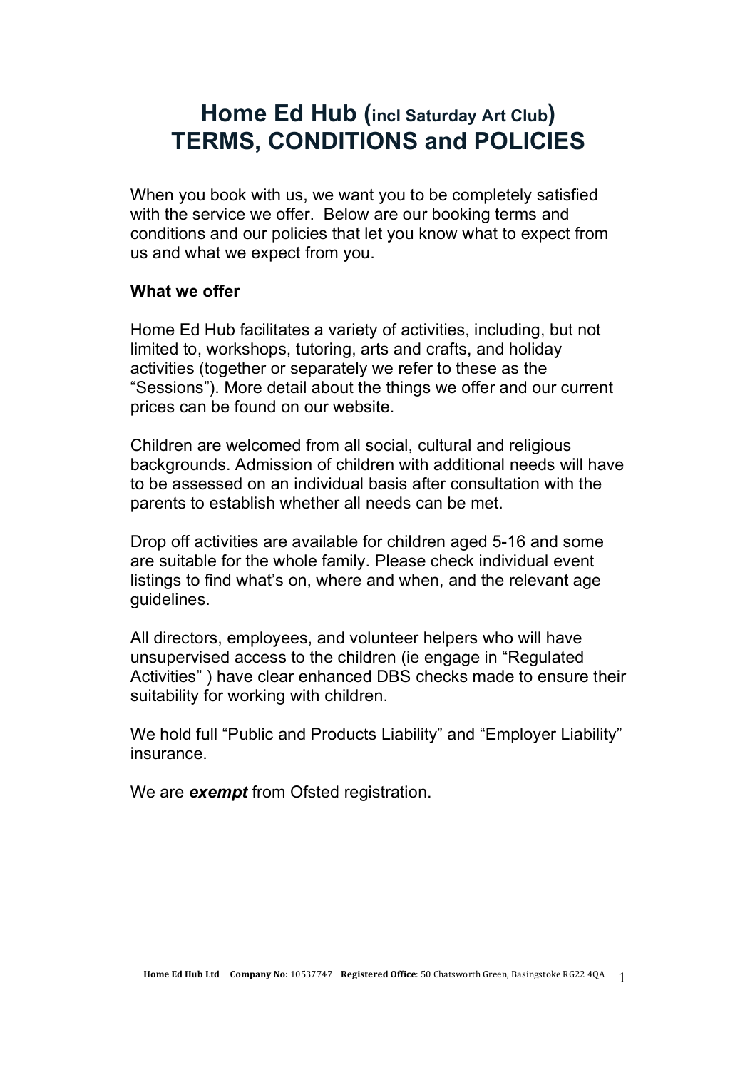# Home Ed Hub (incl Saturday Art Club)
# TERMS, CONDITIONS and POLICIES

When you book with us, we want you to be completely satisfied with the service we offer. Below are our booking terms and conditions and our policies that let you know what to expect from us and what we expect from you.

**What we offer**

Home Ed Hub facilitates a variety of activities, including, but not limited to, workshops, tutoring, arts and crafts, and holiday activities (together or separately we refer to these as the "Sessions"). More detail about the things we offer and our current prices can be found on our website.

Children are welcomed from all social, cultural and religious backgrounds. Admission of children with additional needs will have to be assessed on an individual basis after consultation with the parents to establish whether all needs can be met.

Drop off activities are available for children aged 5-16 and some are suitable for the whole family. Please check individual event listings to find what's on, where and when, and the relevant age guidelines.

All directors, employees, and volunteer helpers who will have unsupervised access to the children (ie engage in "Regulated Activities" ) have clear enhanced DBS checks made to ensure their suitability for working with children.

We hold full "Public and Products Liability" and "Employer Liability" insurance.

We are ***exempt*** from Ofsted registration.

**Home Ed Hub Ltd** **Company No:** 10537747 **Registered Office**: 50 Chatsworth Green, Basingstoke RG22 4QA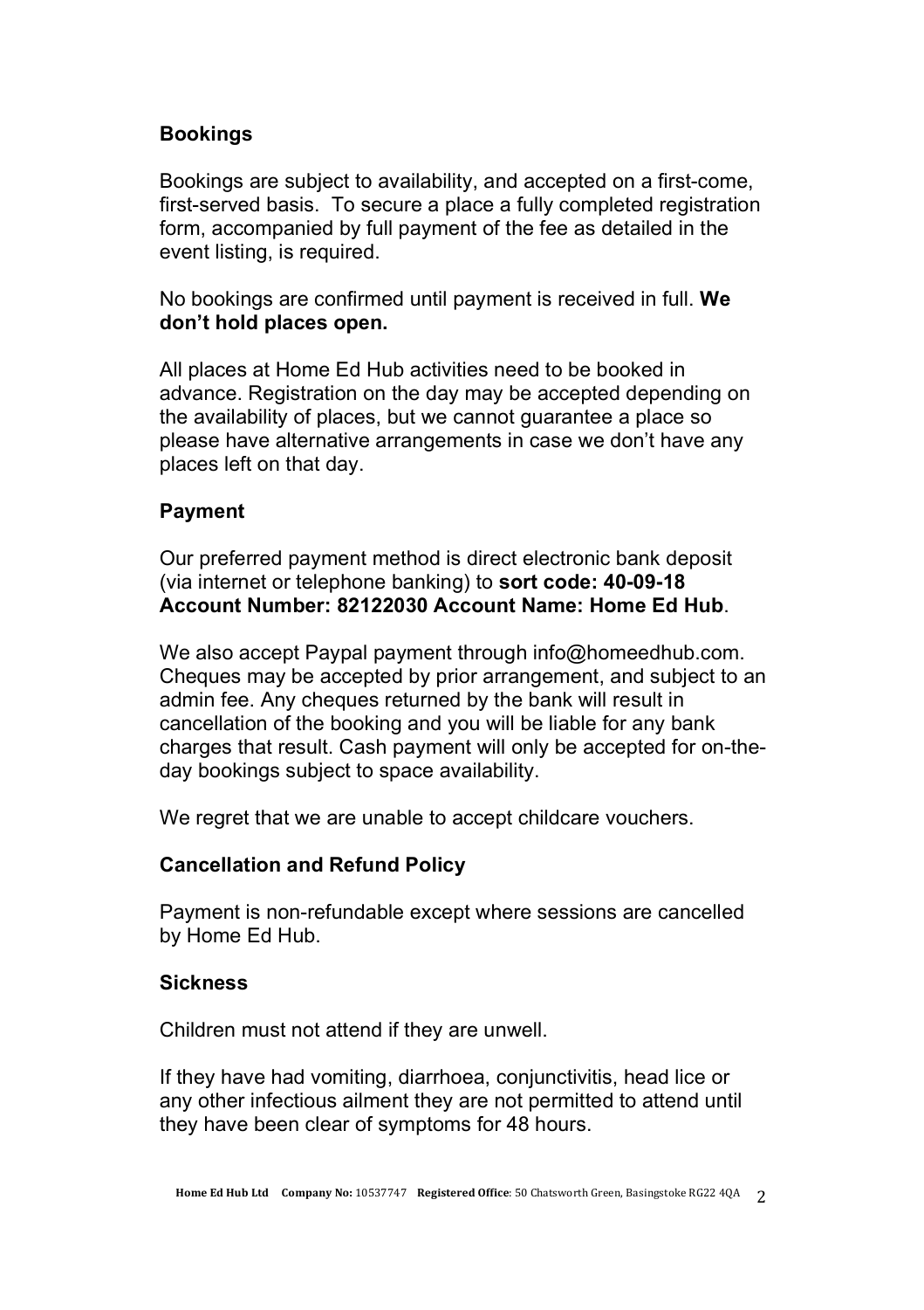## Bookings

Bookings are subject to availability, and accepted on a first-come, first-served basis. To secure a place a fully completed registration form, accompanied by full payment of the fee as detailed in the event listing, is required.

No bookings are confirmed until payment is received in full. **We don't hold places open.**

All places at Home Ed Hub activities need to be booked in advance. Registration on the day may be accepted depending on the availability of places, but we cannot guarantee a place so please have alternative arrangements in case we don't have any places left on that day.

## Payment

Our preferred payment method is direct electronic bank deposit (via internet or telephone banking) to **sort code: 40-09-18 Account Number: 82122030 Account Name: Home Ed Hub**.

We also accept Paypal payment through info@homeedhub.com. Cheques may be accepted by prior arrangement, and subject to an admin fee. Any cheques returned by the bank will result in cancellation of the booking and you will be liable for any bank charges that result. Cash payment will only be accepted for on-the-day bookings subject to space availability.

We regret that we are unable to accept childcare vouchers.

## Cancellation and Refund Policy

Payment is non-refundable except where sessions are cancelled by Home Ed Hub.

## Sickness

Children must not attend if they are unwell.

If they have had vomiting, diarrhoea, conjunctivitis, head lice or any other infectious ailment they are not permitted to attend until they have been clear of symptoms for 48 hours.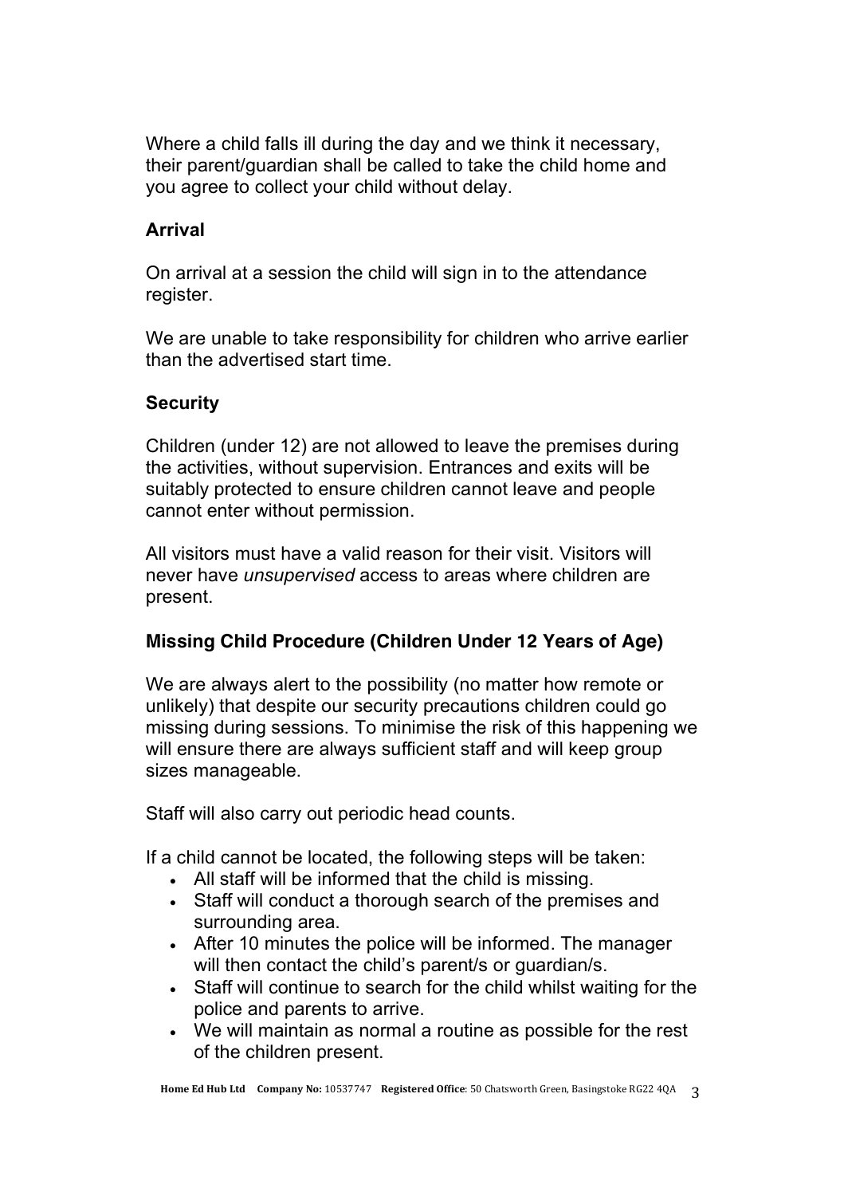Where a child falls ill during the day and we think it necessary, their parent/guardian shall be called to take the child home and you agree to collect your child without delay.

**Arrival**

On arrival at a session the child will sign in to the attendance register.

We are unable to take responsibility for children who arrive earlier than the advertised start time.

**Security**

Children (under 12) are not allowed to leave the premises during the activities, without supervision. Entrances and exits will be suitably protected to ensure children cannot leave and people cannot enter without permission.

All visitors must have a valid reason for their visit. Visitors will never have *unsupervised* access to areas where children are present.

**Missing Child Procedure (Children Under 12 Years of Age)**

We are always alert to the possibility (no matter how remote or unlikely) that despite our security precautions children could go missing during sessions. To minimise the risk of this happening we will ensure there are always sufficient staff and will keep group sizes manageable.

Staff will also carry out periodic head counts.

If a child cannot be located, the following steps will be taken:

- All staff will be informed that the child is missing.
- Staff will conduct a thorough search of the premises and surrounding area.
- After 10 minutes the police will be informed. The manager will then contact the child's parent/s or guardian/s.
- Staff will continue to search for the child whilst waiting for the police and parents to arrive.
- We will maintain as normal a routine as possible for the rest of the children present.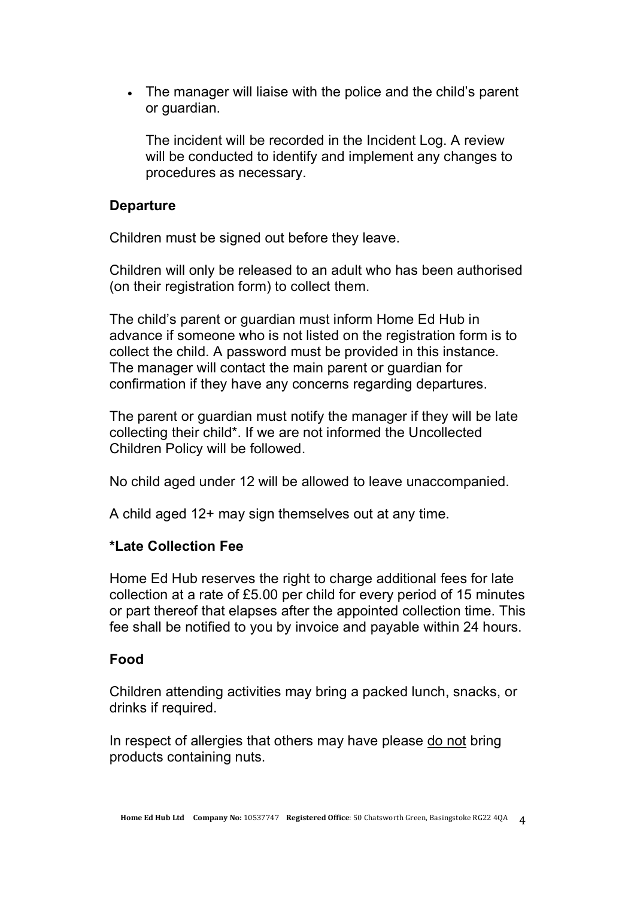- The manager will liaise with the police and the child's parent or guardian.

  The incident will be recorded in the Incident Log. A review will be conducted to identify and implement any changes to procedures as necessary.

**Departure**

Children must be signed out before they leave.

Children will only be released to an adult who has been authorised (on their registration form) to collect them.

The child's parent or guardian must inform Home Ed Hub in advance if someone who is not listed on the registration form is to collect the child. A password must be provided in this instance. The manager will contact the main parent or guardian for confirmation if they have any concerns regarding departures.

The parent or guardian must notify the manager if they will be late collecting their child**\***. If we are not informed the Uncollected Children Policy will be followed.

No child aged under 12 will be allowed to leave unaccompanied.

A child aged 12+ may sign themselves out at any time.

**\*Late Collection Fee**

Home Ed Hub reserves the right to charge additional fees for late collection at a rate of £5.00 per child for every period of 15 minutes or part thereof that elapses after the appointed collection time. This fee shall be notified to you by invoice and payable within 24 hours.

**Food**

Children attending activities may bring a packed lunch, snacks, or drinks if required.

In respect of allergies that others may have please <u>do not</u> bring products containing nuts.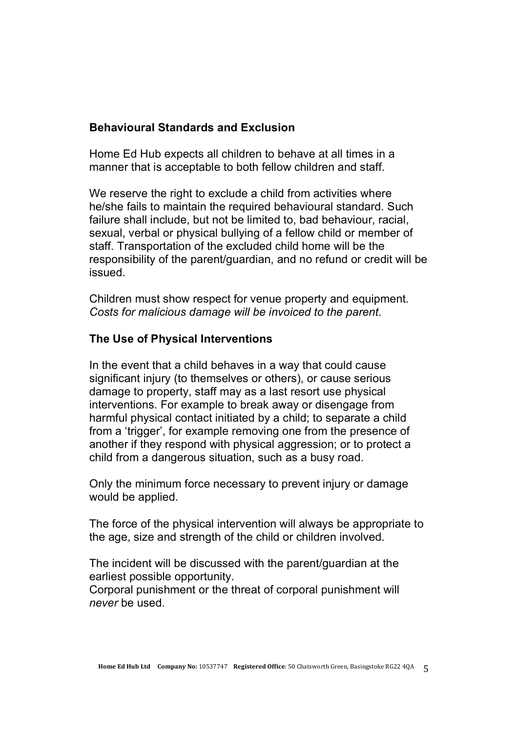## Behavioural Standards and Exclusion

Home Ed Hub expects all children to behave at all times in a manner that is acceptable to both fellow children and staff.

We reserve the right to exclude a child from activities where he/she fails to maintain the required behavioural standard. Such failure shall include, but not be limited to, bad behaviour, racial, sexual, verbal or physical bullying of a fellow child or member of staff. Transportation of the excluded child home will be the responsibility of the parent/guardian, and no refund or credit will be issued.

Children must show respect for venue property and equipment. *Costs for malicious damage will be invoiced to the parent*.

## The Use of Physical Interventions

In the event that a child behaves in a way that could cause significant injury (to themselves or others), or cause serious damage to property, staff may as a last resort use physical interventions. For example to break away or disengage from harmful physical contact initiated by a child; to separate a child from a 'trigger', for example removing one from the presence of another if they respond with physical aggression; or to protect a child from a dangerous situation, such as a busy road.

Only the minimum force necessary to prevent injury or damage would be applied.

The force of the physical intervention will always be appropriate to the age, size and strength of the child or children involved.

The incident will be discussed with the parent/guardian at the earliest possible opportunity.
Corporal punishment or the threat of corporal punishment will *never* be used.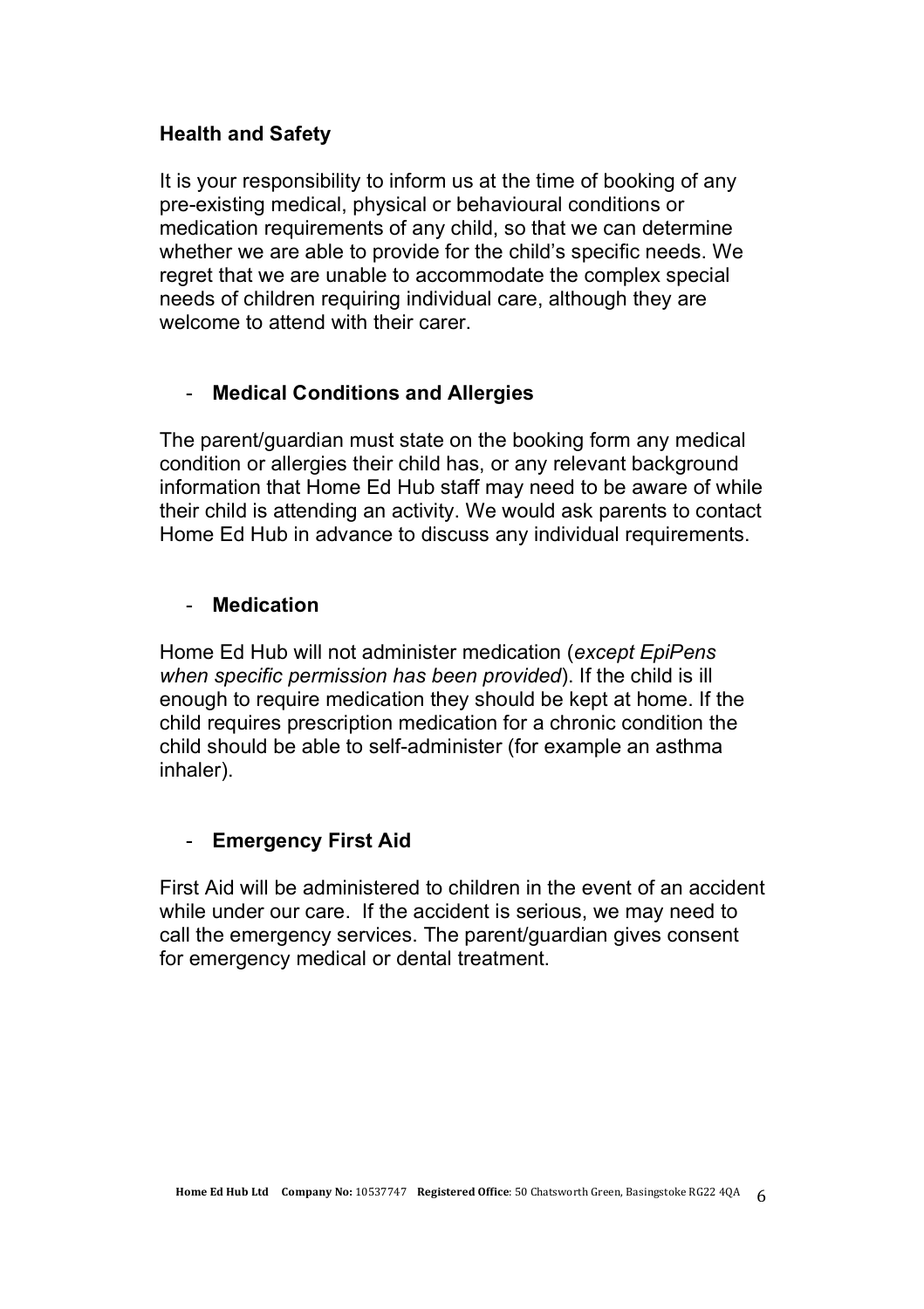## Health and Safety

It is your responsibility to inform us at the time of booking of any pre-existing medical, physical or behavioural conditions or medication requirements of any child, so that we can determine whether we are able to provide for the child's specific needs. We regret that we are unable to accommodate the complex special needs of children requiring individual care, although they are welcome to attend with their carer.

### - Medical Conditions and Allergies

The parent/guardian must state on the booking form any medical condition or allergies their child has, or any relevant background information that Home Ed Hub staff may need to be aware of while their child is attending an activity. We would ask parents to contact Home Ed Hub in advance to discuss any individual requirements.

### - Medication

Home Ed Hub will not administer medication (*except EpiPens when specific permission has been provided*). If the child is ill enough to require medication they should be kept at home. If the child requires prescription medication for a chronic condition the child should be able to self-administer (for example an asthma inhaler).

### - Emergency First Aid

First Aid will be administered to children in the event of an accident while under our care. If the accident is serious, we may need to call the emergency services. The parent/guardian gives consent for emergency medical or dental treatment.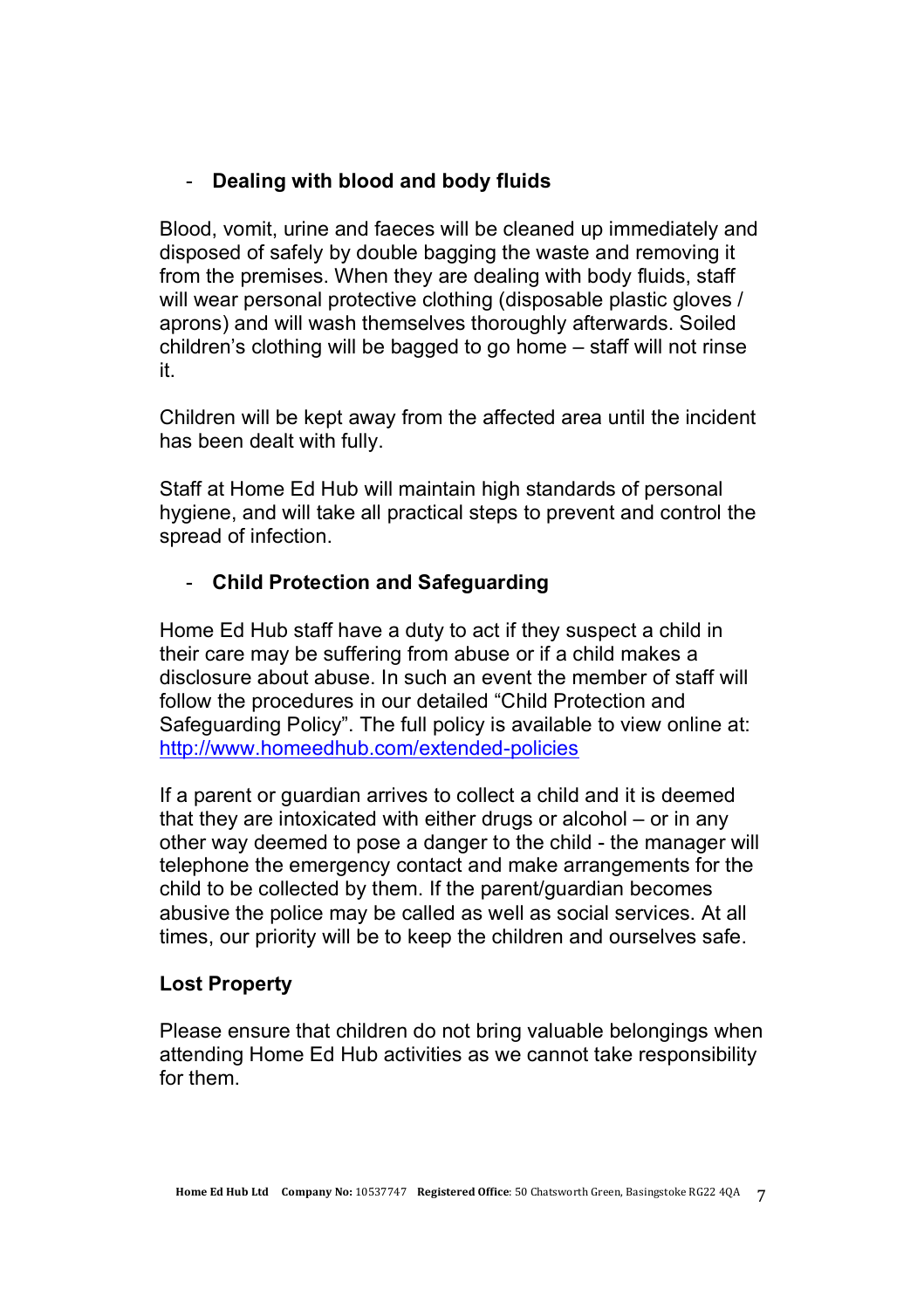- **Dealing with blood and body fluids**

Blood, vomit, urine and faeces will be cleaned up immediately and disposed of safely by double bagging the waste and removing it from the premises. When they are dealing with body fluids, staff will wear personal protective clothing (disposable plastic gloves / aprons) and will wash themselves thoroughly afterwards. Soiled children's clothing will be bagged to go home – staff will not rinse it.

Children will be kept away from the affected area until the incident has been dealt with fully.

Staff at Home Ed Hub will maintain high standards of personal hygiene, and will take all practical steps to prevent and control the spread of infection.

- **Child Protection and Safeguarding**

Home Ed Hub staff have a duty to act if they suspect a child in their care may be suffering from abuse or if a child makes a disclosure about abuse. In such an event the member of staff will follow the procedures in our detailed "Child Protection and Safeguarding Policy". The full policy is available to view online at: [http://www.homeedhub.com/extended-policies](http://www.homeedhub.com/extended-policies)

If a parent or guardian arrives to collect a child and it is deemed that they are intoxicated with either drugs or alcohol – or in any other way deemed to pose a danger to the child - the manager will telephone the emergency contact and make arrangements for the child to be collected by them. If the parent/guardian becomes abusive the police may be called as well as social services. At all times, our priority will be to keep the children and ourselves safe.

**Lost Property**

Please ensure that children do not bring valuable belongings when attending Home Ed Hub activities as we cannot take responsibility for them.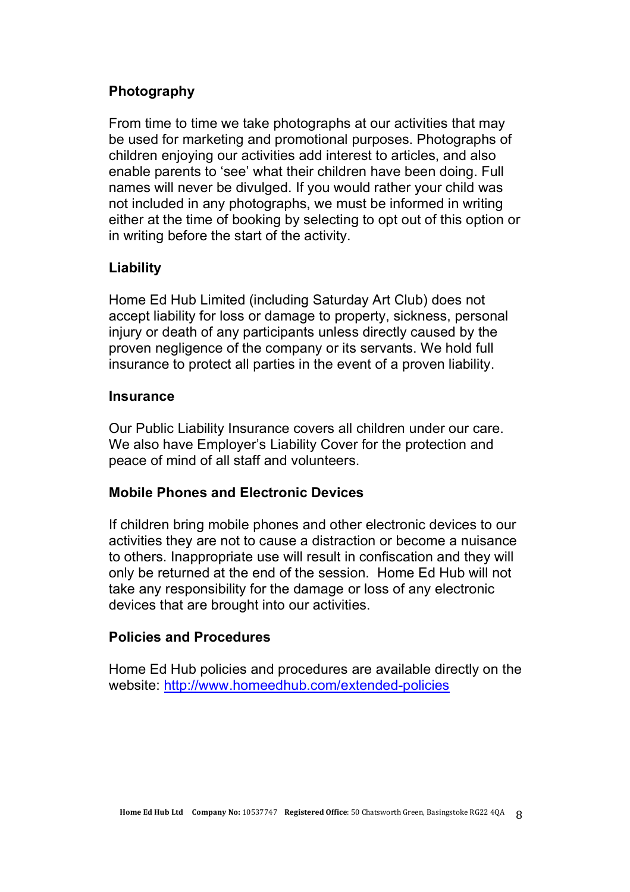## Photography

From time to time we take photographs at our activities that may be used for marketing and promotional purposes. Photographs of children enjoying our activities add interest to articles, and also enable parents to 'see' what their children have been doing. Full names will never be divulged. If you would rather your child was not included in any photographs, we must be informed in writing either at the time of booking by selecting to opt out of this option or in writing before the start of the activity.

## Liability

Home Ed Hub Limited (including Saturday Art Club) does not accept liability for loss or damage to property, sickness, personal injury or death of any participants unless directly caused by the proven negligence of the company or its servants. We hold full insurance to protect all parties in the event of a proven liability.

## Insurance

Our Public Liability Insurance covers all children under our care. We also have Employer's Liability Cover for the protection and peace of mind of all staff and volunteers.

## Mobile Phones and Electronic Devices

If children bring mobile phones and other electronic devices to our activities they are not to cause a distraction or become a nuisance to others. Inappropriate use will result in confiscation and they will only be returned at the end of the session. Home Ed Hub will not take any responsibility for the damage or loss of any electronic devices that are brought into our activities.

## Policies and Procedures

Home Ed Hub policies and procedures are available directly on the website: [http://www.homeedhub.com/extended-policies](http://www.homeedhub.com/extended-policies)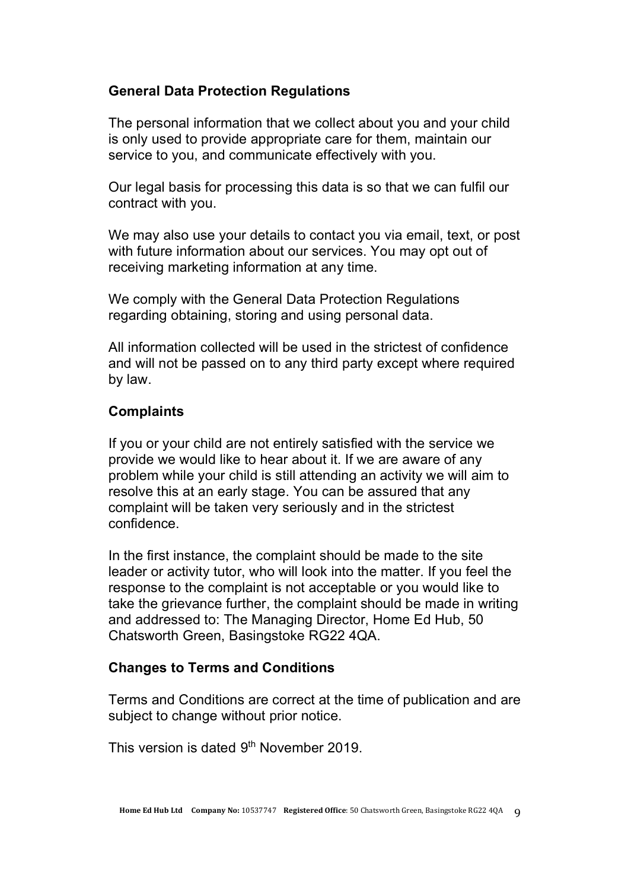**General Data Protection Regulations**

The personal information that we collect about you and your child is only used to provide appropriate care for them, maintain our service to you, and communicate effectively with you.

Our legal basis for processing this data is so that we can fulfil our contract with you.

We may also use your details to contact you via email, text, or post with future information about our services. You may opt out of receiving marketing information at any time.

We comply with the General Data Protection Regulations regarding obtaining, storing and using personal data.

All information collected will be used in the strictest of confidence and will not be passed on to any third party except where required by law.

**Complaints**

If you or your child are not entirely satisfied with the service we provide we would like to hear about it. If we are aware of any problem while your child is still attending an activity we will aim to resolve this at an early stage. You can be assured that any complaint will be taken very seriously and in the strictest confidence.

In the first instance, the complaint should be made to the site leader or activity tutor, who will look into the matter. If you feel the response to the complaint is not acceptable or you would like to take the grievance further, the complaint should be made in writing and addressed to: The Managing Director, Home Ed Hub, 50 Chatsworth Green, Basingstoke RG22 4QA.

**Changes to Terms and Conditions**

Terms and Conditions are correct at the time of publication and are subject to change without prior notice.

This version is dated 9th November 2019.